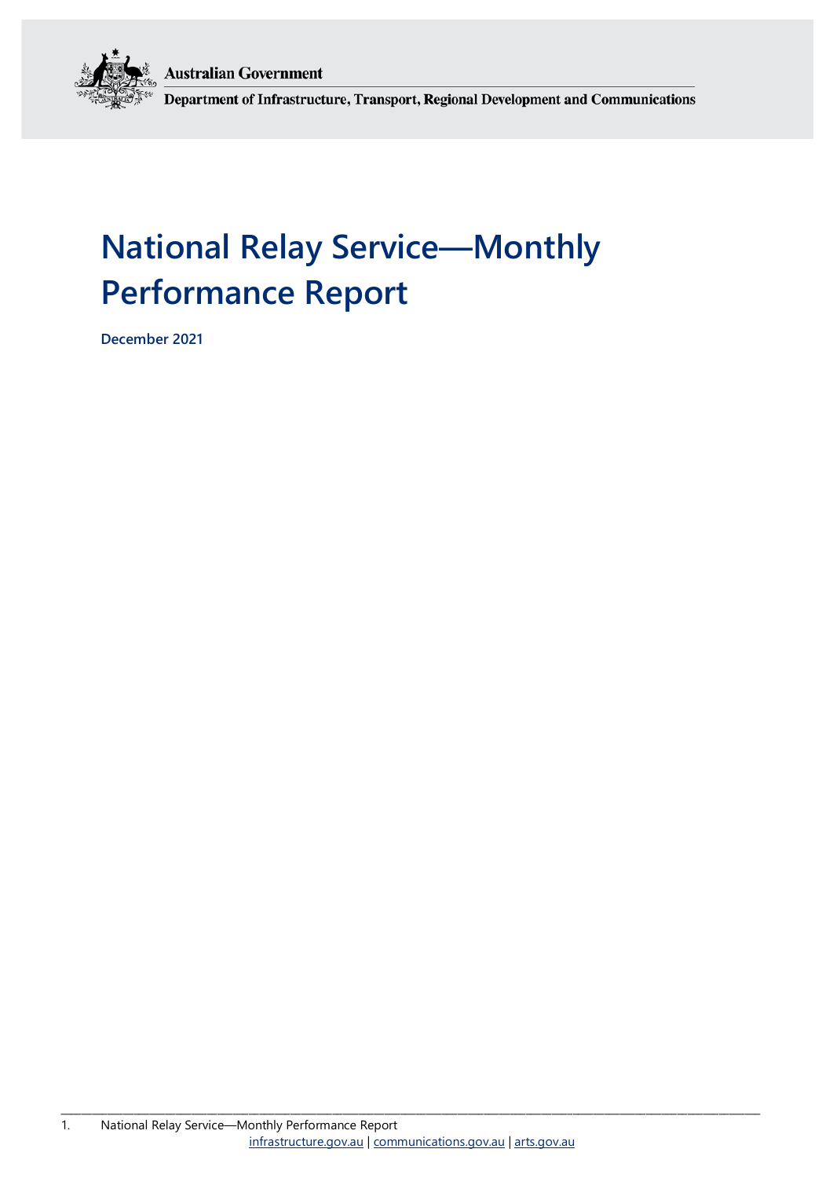Australian Government

Department of Infrastructure, Transport, Regional Development and Communications

# National Relay Service—Monthly Performance Report

**December 2021**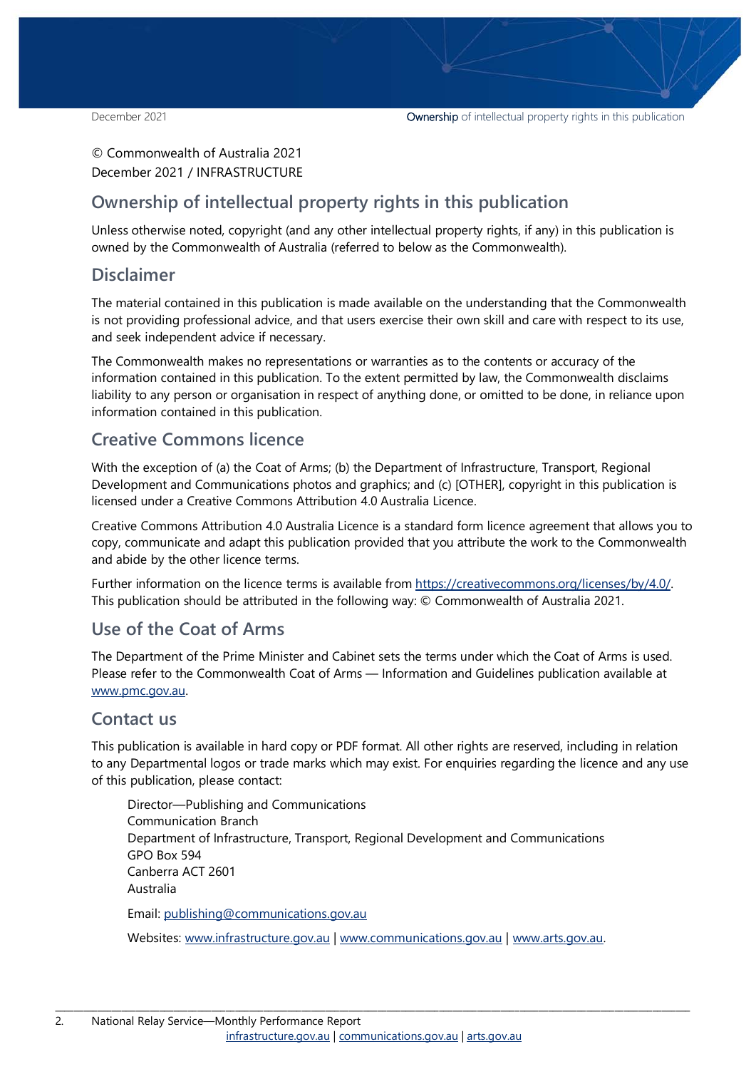© Commonwealth of Australia 2021
December 2021 / INFRASTRUCTURE

## Ownership of intellectual property rights in this publication

Unless otherwise noted, copyright (and any other intellectual property rights, if any) in this publication is owned by the Commonwealth of Australia (referred to below as the Commonwealth).

## Disclaimer

The material contained in this publication is made available on the understanding that the Commonwealth is not providing professional advice, and that users exercise their own skill and care with respect to its use, and seek independent advice if necessary.

The Commonwealth makes no representations or warranties as to the contents or accuracy of the information contained in this publication. To the extent permitted by law, the Commonwealth disclaims liability to any person or organisation in respect of anything done, or omitted to be done, in reliance upon information contained in this publication.

## Creative Commons licence

With the exception of (a) the Coat of Arms; (b) the Department of Infrastructure, Transport, Regional Development and Communications photos and graphics; and (c) [OTHER], copyright in this publication is licensed under a Creative Commons Attribution 4.0 Australia Licence.

Creative Commons Attribution 4.0 Australia Licence is a standard form licence agreement that allows you to copy, communicate and adapt this publication provided that you attribute the work to the Commonwealth and abide by the other licence terms.

Further information on the licence terms is available from https://creativecommons.org/licenses/by/4.0/. This publication should be attributed in the following way: © Commonwealth of Australia 2021.

## Use of the Coat of Arms

The Department of the Prime Minister and Cabinet sets the terms under which the Coat of Arms is used. Please refer to the Commonwealth Coat of Arms — Information and Guidelines publication available at www.pmc.gov.au.

## Contact us

This publication is available in hard copy or PDF format. All other rights are reserved, including in relation to any Departmental logos or trade marks which may exist. For enquiries regarding the licence and any use of this publication, please contact:

Director—Publishing and Communications
Communication Branch
Department of Infrastructure, Transport, Regional Development and Communications
GPO Box 594
Canberra ACT 2601
Australia

Email: publishing@communications.gov.au

Websites: www.infrastructure.gov.au | www.communications.gov.au | www.arts.gov.au.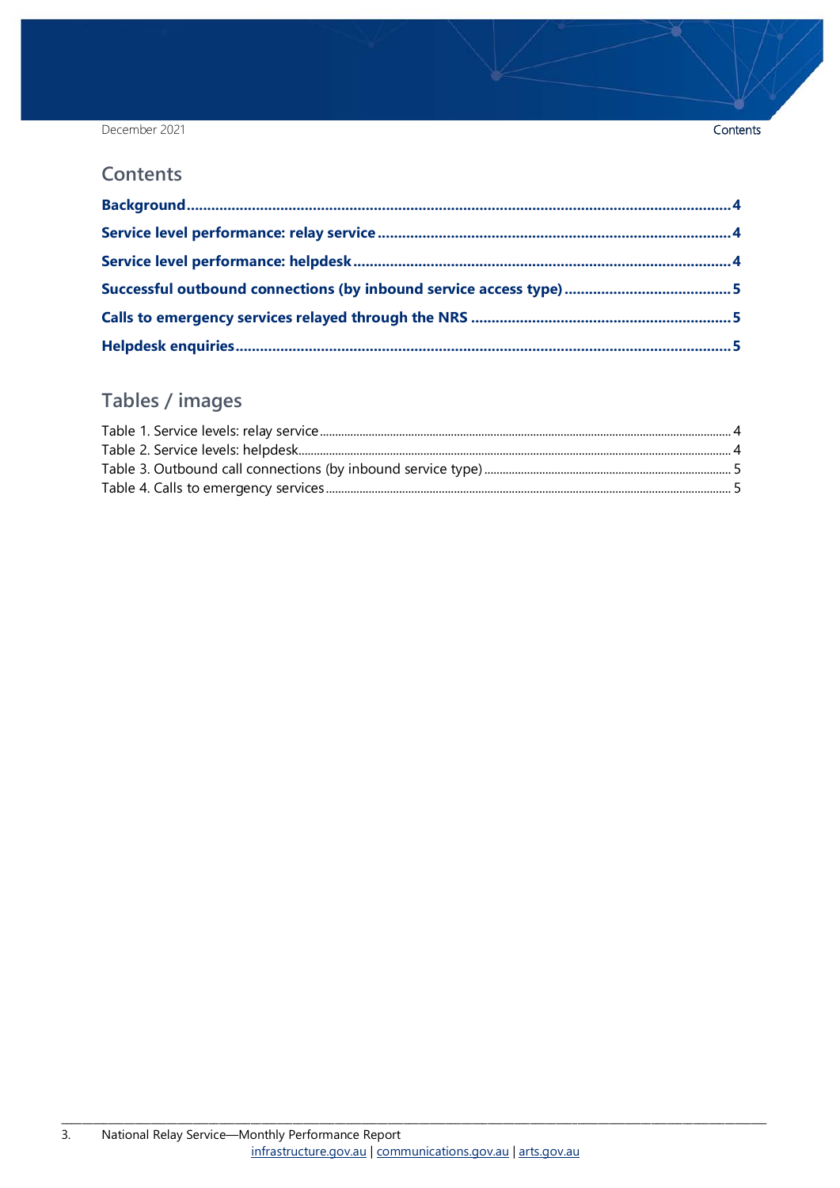## Contents

**Background** .......... 4

**Service level performance: relay service** .......... 4

**Service level performance: helpdesk** .......... 4

**Successful outbound connections (by inbound service access type)** .......... 5

**Calls to emergency services relayed through the NRS** .......... 5

**Helpdesk enquiries** .......... 5

## Tables / images

Table 1. Service levels: relay service .......... 4

Table 2. Service levels: helpdesk .......... 4

Table 3. Outbound call connections (by inbound service type) .......... 5

Table 4. Calls to emergency services .......... 5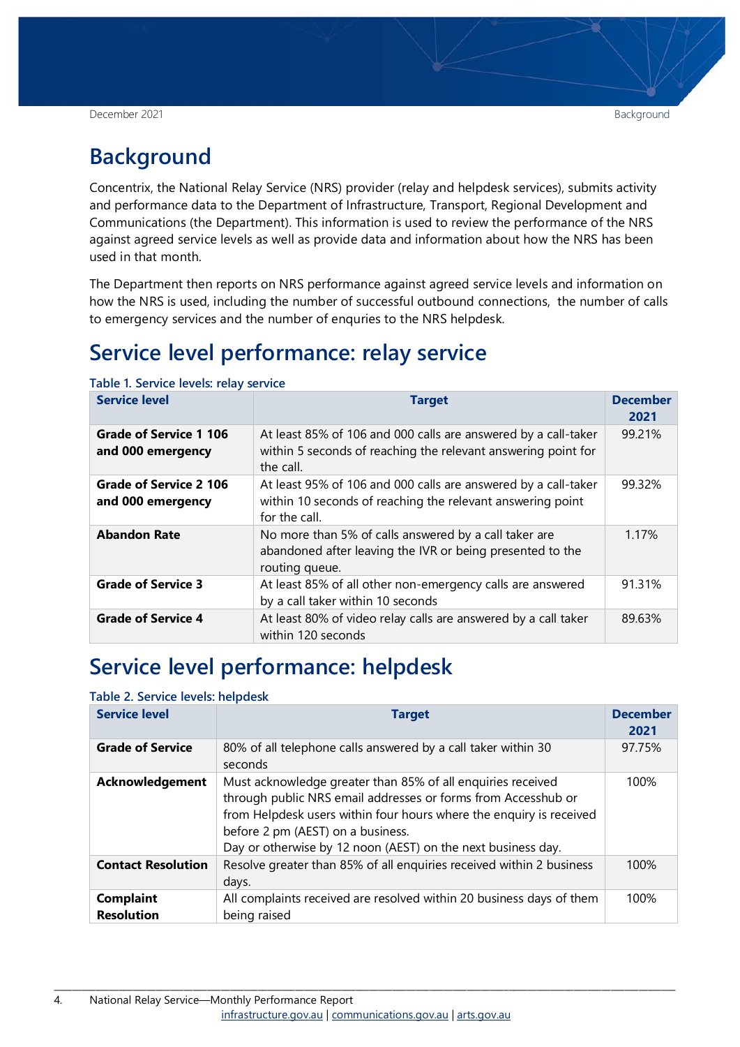# Background

Concentrix, the National Relay Service (NRS) provider (relay and helpdesk services), submits activity and performance data to the Department of Infrastructure, Transport, Regional Development and Communications (the Department). This information is used to review the performance of the NRS against agreed service levels as well as provide data and information about how the NRS has been used in that month.

The Department then reports on NRS performance against agreed service levels and information on how the NRS is used, including the number of successful outbound connections, the number of calls to emergency services and the number of enquries to the NRS helpdesk.

# Service level performance: relay service

**Table 1. Service levels: relay service**

| Service level | Target | December 2021 |
|---|---|---|
| **Grade of Service 1 106 and 000 emergency** | At least 85% of 106 and 000 calls are answered by a call-taker within 5 seconds of reaching the relevant answering point for the call. | 99.21% |
| **Grade of Service 2 106 and 000 emergency** | At least 95% of 106 and 000 calls are answered by a call-taker within 10 seconds of reaching the relevant answering point for the call. | 99.32% |
| **Abandon Rate** | No more than 5% of calls answered by a call taker are abandoned after leaving the IVR or being presented to the routing queue. | 1.17% |
| **Grade of Service 3** | At least 85% of all other non-emergency calls are answered by a call taker within 10 seconds | 91.31% |
| **Grade of Service 4** | At least 80% of video relay calls are answered by a call taker within 120 seconds | 89.63% |

# Service level performance: helpdesk

**Table 2. Service levels: helpdesk**

| Service level | Target | December 2021 |
|---|---|---|
| **Grade of Service** | 80% of all telephone calls answered by a call taker within 30 seconds | 97.75% |
| **Acknowledgement** | Must acknowledge greater than 85% of all enquiries received through public NRS email addresses or forms from Accesshub or from Helpdesk users within four hours where the enquiry is received before 2 pm (AEST) on a business. Day or otherwise by 12 noon (AEST) on the next business day. | 100% |
| **Contact Resolution** | Resolve greater than 85% of all enquiries received within 2 business days. | 100% |
| **Complaint Resolution** | All complaints received are resolved within 20 business days of them being raised | 100% |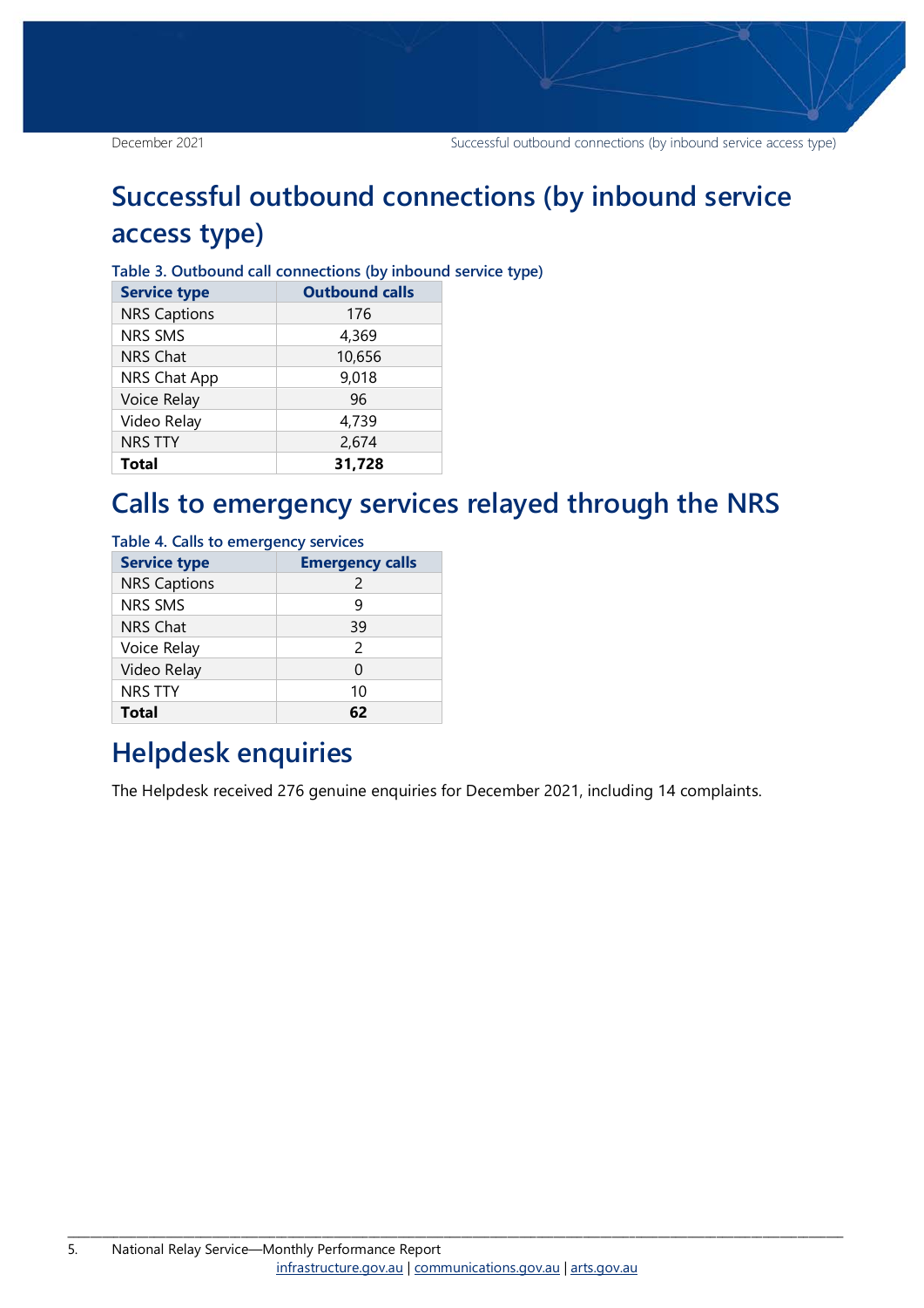## Successful outbound connections (by inbound service access type)

**Table 3. Outbound call connections (by inbound service type)**

| Service type | Outbound calls |
|---|---|
| NRS Captions | 176 |
| NRS SMS | 4,369 |
| NRS Chat | 10,656 |
| NRS Chat App | 9,018 |
| Voice Relay | 96 |
| Video Relay | 4,739 |
| NRS TTY | 2,674 |
| **Total** | **31,728** |

## Calls to emergency services relayed through the NRS

**Table 4. Calls to emergency services**

| Service type | Emergency calls |
|---|---|
| NRS Captions | 2 |
| NRS SMS | 9 |
| NRS Chat | 39 |
| Voice Relay | 2 |
| Video Relay | 0 |
| NRS TTY | 10 |
| **Total** | **62** |

## Helpdesk enquiries

The Helpdesk received 276 genuine enquiries for December 2021, including 14 complaints.